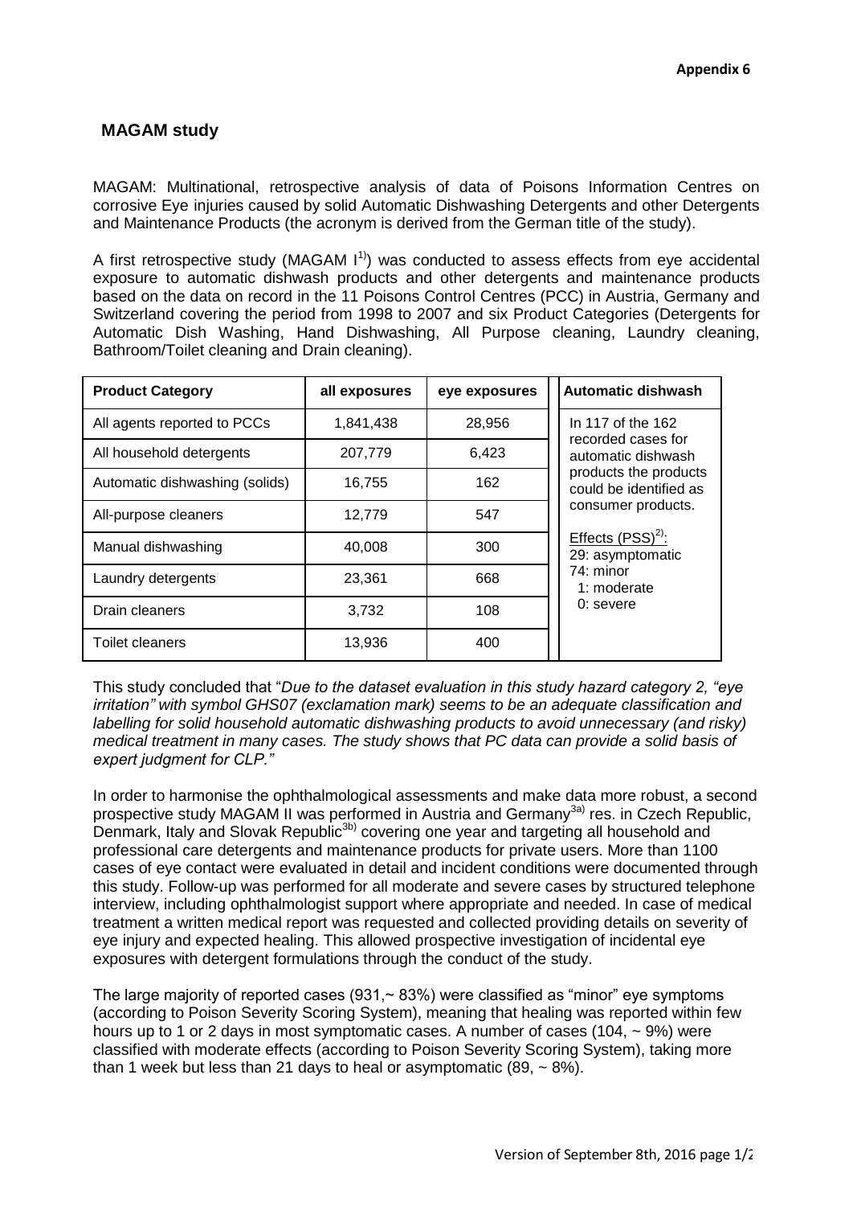**Appendix 6**

## MAGAM study

MAGAM: Multinational, retrospective analysis of data of Poisons Information Centres on corrosive Eye injuries caused by solid Automatic Dishwashing Detergents and other Detergents and Maintenance Products (the acronym is derived from the German title of the study).

A first retrospective study (MAGAM I[1)]) was conducted to assess effects from eye accidental exposure to automatic dishwash products and other detergents and maintenance products based on the data on record in the 11 Poisons Control Centres (PCC) in Austria, Germany and Switzerland covering the period from 1998 to 2007 and six Product Categories (Detergents for Automatic Dish Washing, Hand Dishwashing, All Purpose cleaning, Laundry cleaning, Bathroom/Toilet cleaning and Drain cleaning).

| Product Category | all exposures | eye exposures | Automatic dishwash |
|---|---|---|---|
| All agents reported to PCCs | 1,841,438 | 28,956 | In 117 of the 162 recorded cases for automatic dishwash products the products could be identified as consumer products. Effects (PSS)[2)]: 29: asymptomatic, 74: minor, 1: moderate, 0: severe |
| All household detergents | 207,779 | 6,423 | |
| Automatic dishwashing (solids) | 16,755 | 162 | |
| All-purpose cleaners | 12,779 | 547 | |
| Manual dishwashing | 40,008 | 300 | |
| Laundry detergents | 23,361 | 668 | |
| Drain cleaners | 3,732 | 108 | |
| Toilet cleaners | 13,936 | 400 | |

This study concluded that "*Due to the dataset evaluation in this study hazard category 2, "eye irritation" with symbol GHS07 (exclamation mark) seems to be an adequate classification and labelling for solid household automatic dishwashing products to avoid unnecessary (and risky) medical treatment in many cases. The study shows that PC data can provide a solid basis of expert judgment for CLP.*"

In order to harmonise the ophthalmological assessments and make data more robust, a second prospective study MAGAM II was performed in Austria and Germany[3a)] res. in Czech Republic, Denmark, Italy and Slovak Republic[3b)] covering one year and targeting all household and professional care detergents and maintenance products for private users. More than 1100 cases of eye contact were evaluated in detail and incident conditions were documented through this study. Follow-up was performed for all moderate and severe cases by structured telephone interview, including ophthalmologist support where appropriate and needed. In case of medical treatment a written medical report was requested and collected providing details on severity of eye injury and expected healing. This allowed prospective investigation of incidental eye exposures with detergent formulations through the conduct of the study.

The large majority of reported cases (931,~ 83%) were classified as "minor" eye symptoms (according to Poison Severity Scoring System), meaning that healing was reported within few hours up to 1 or 2 days in most symptomatic cases. A number of cases (104, ~ 9%) were classified with moderate effects (according to Poison Severity Scoring System), taking more than 1 week but less than 21 days to heal or asymptomatic (89, ~ 8%).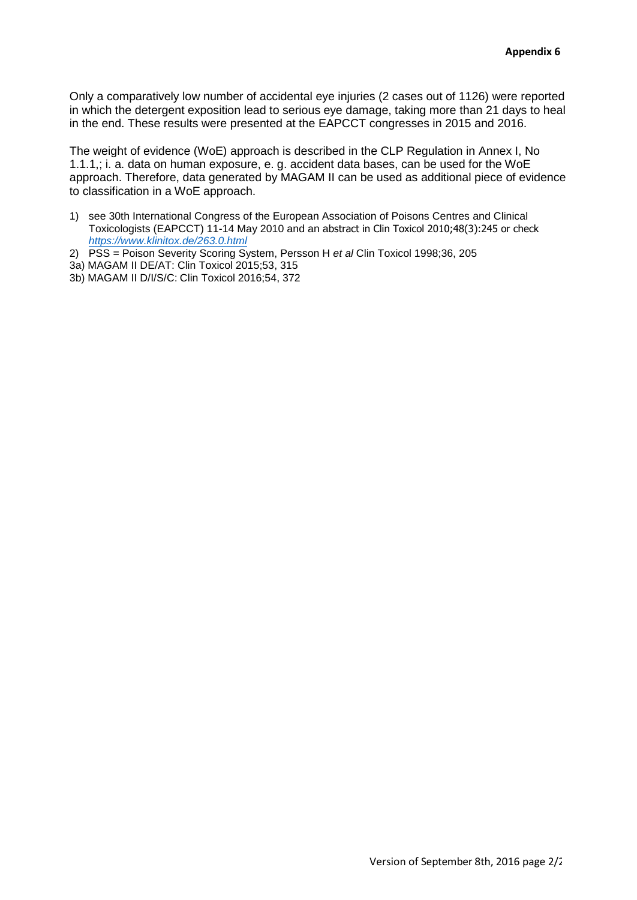Only a comparatively low number of accidental eye injuries (2 cases out of 1126) were reported in which the detergent exposition lead to serious eye damage, taking more than 21 days to heal in the end. These results were presented at the EAPCCT congresses in 2015 and 2016.

The weight of evidence (WoE) approach is described in the CLP Regulation in Annex I, No 1.1.1,; i. a. data on human exposure, e. g. accident data bases, can be used for the WoE approach. Therefore, data generated by MAGAM II can be used as additional piece of evidence to classification in a WoE approach.

1) see 30th International Congress of the European Association of Poisons Centres and Clinical Toxicologists (EAPCCT) 11-14 May 2010 and an abstract in Clin Toxicol 2010;48(3):245 or check *https://www.klinitox.de/263.0.html*
2) PSS = Poison Severity Scoring System, Persson H *et al* Clin Toxicol 1998;36, 205

3a) MAGAM II DE/AT: Clin Toxicol 2015;53, 315

3b) MAGAM II D/I/S/C: Clin Toxicol 2016;54, 372